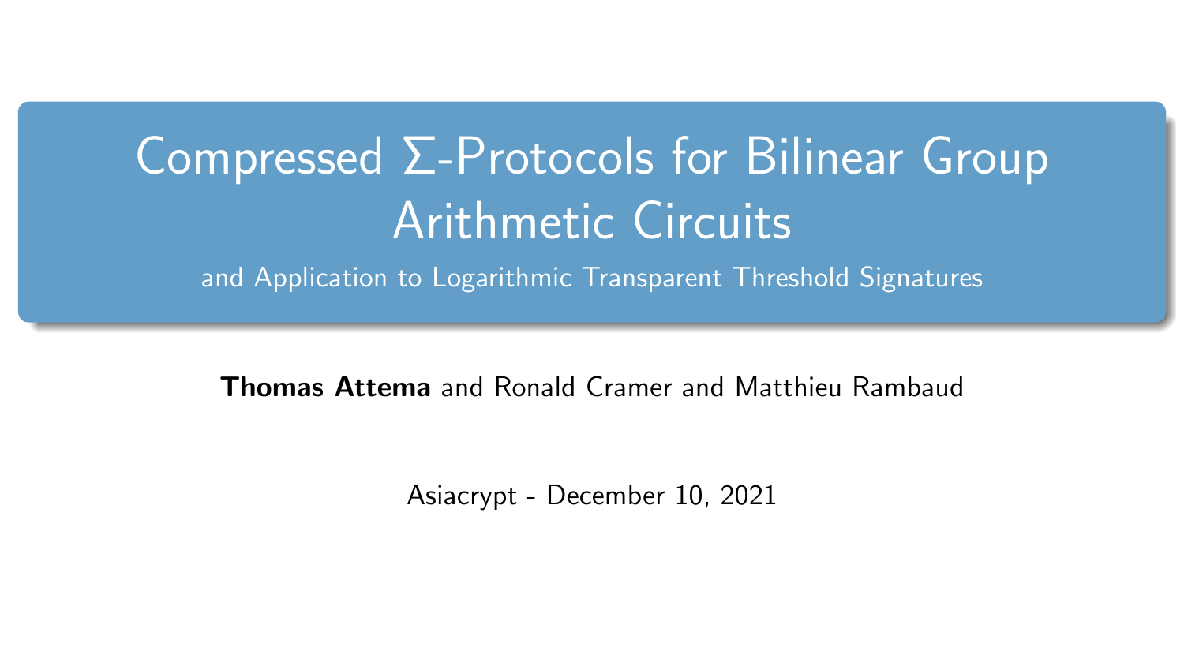# Compressed $\Sigma$-Protocols for Bilinear Group Arithmetic Circuits

## and Application to Logarithmic Transparent Threshold Signatures

**Thomas Attema** and Ronald Cramer and Matthieu Rambaud

Asiacrypt - December 10, 2021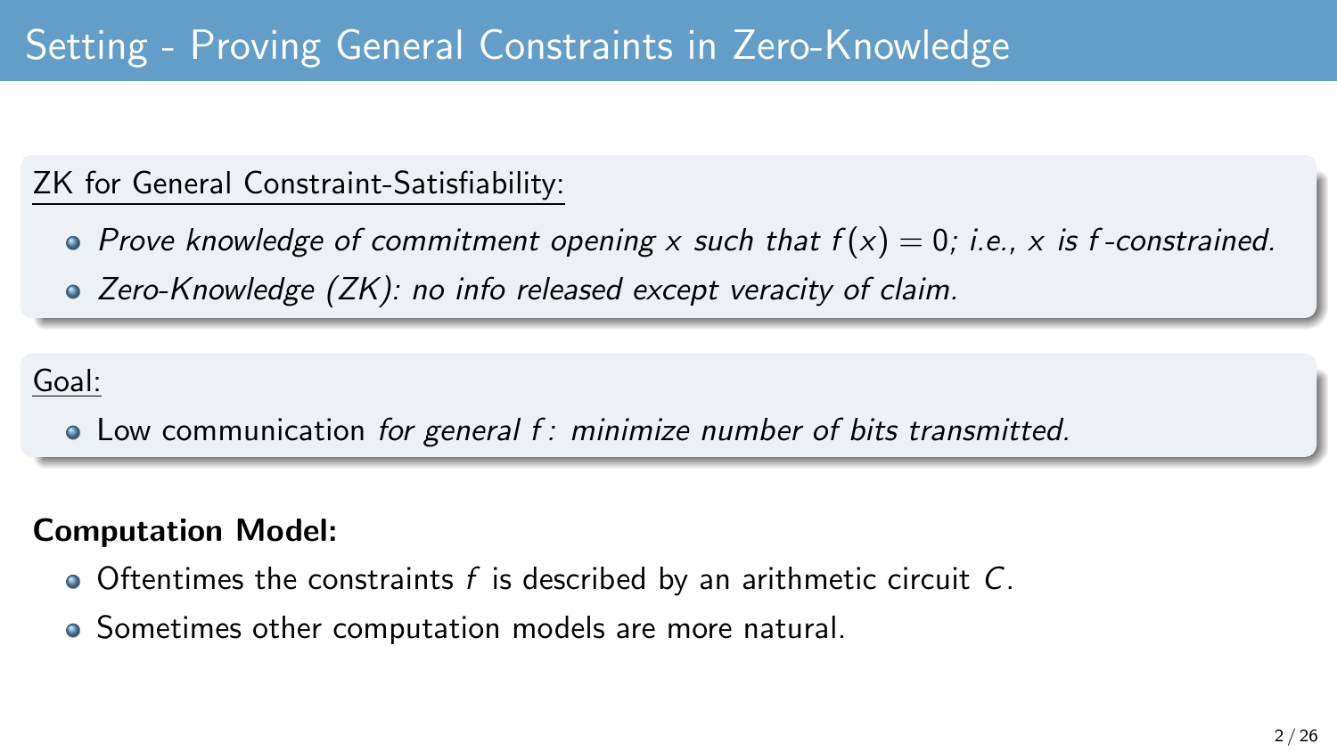# Setting - Proving General Constraints in Zero-Knowledge

ZK for General Constraint-Satisfiability:

- *Prove knowledge of commitment opening $x$ such that $f(x) = 0$; i.e., $x$ is $f$-constrained.*
- *Zero-Knowledge (ZK): no info released except veracity of claim.*

Goal:

- Low communication *for general $f$: minimize number of bits transmitted.*

**Computation Model:**

- Oftentimes the constraints $f$ is described by an arithmetic circuit $C$.
- Sometimes other computation models are more natural.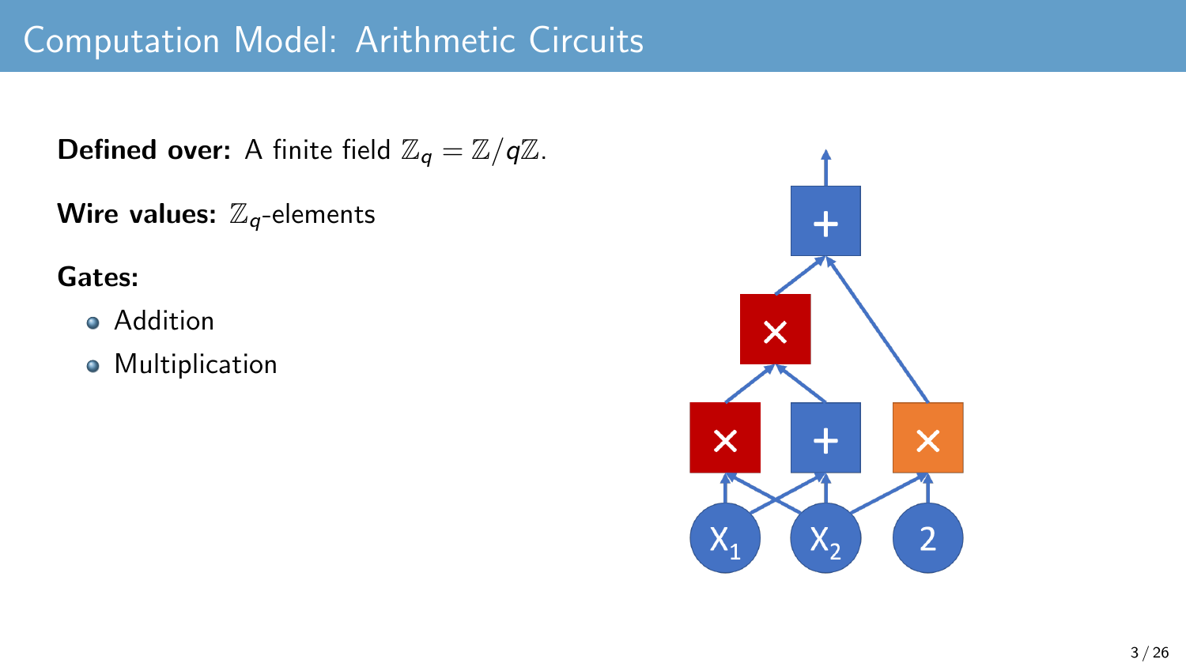# Computation Model: Arithmetic Circuits

**Defined over:** A finite field $\mathbb{Z}_q = \mathbb{Z}/q\mathbb{Z}$.

**Wire values:** $\mathbb{Z}_q$-elements

**Gates:**

- Addition
- Multiplication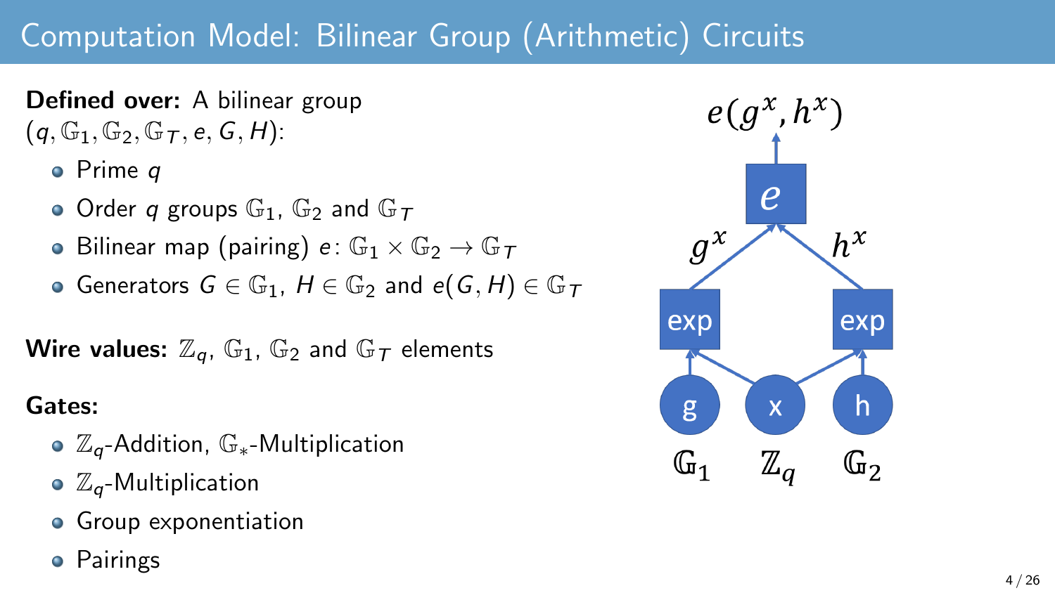# Computation Model: Bilinear Group (Arithmetic) Circuits

**Defined over:** A bilinear group $(q, \mathbb{G}_1, \mathbb{G}_2, \mathbb{G}_T, e, G, H)$:

- Prime $q$
- Order $q$ groups $\mathbb{G}_1$, $\mathbb{G}_2$ and $\mathbb{G}_T$
- Bilinear map (pairing) $e \colon \mathbb{G}_1 \times \mathbb{G}_2 \to \mathbb{G}_T$
- Generators $G \in \mathbb{G}_1$, $H \in \mathbb{G}_2$ and $e(G, H) \in \mathbb{G}_T$

**Wire values:** $\mathbb{Z}_q$, $\mathbb{G}_1$, $\mathbb{G}_2$ and $\mathbb{G}_T$ elements

**Gates:**

- $\mathbb{Z}_q$-Addition, $\mathbb{G}_*$-Multiplication
- $\mathbb{Z}_q$-Multiplication
- Group exponentiation
- Pairings

$e(g^x, h^x)$

$g^x$ $h^x$

e

exp exp

g x h

$\mathbb{G}_1$ $\mathbb{Z}_q$ $\mathbb{G}_2$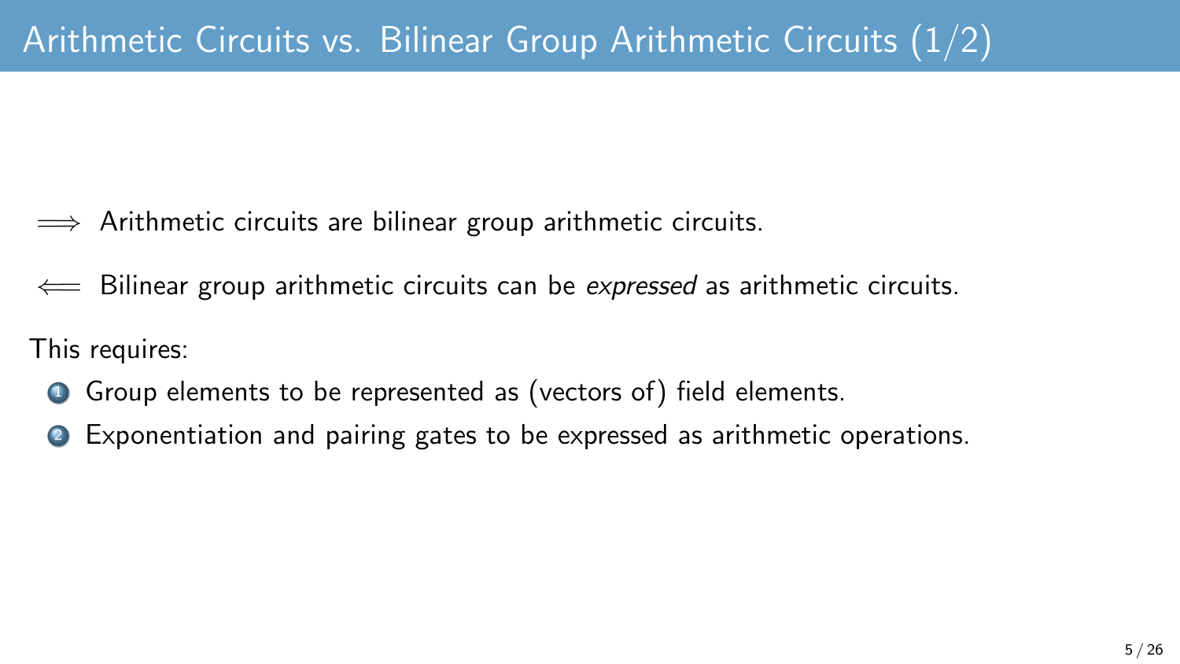# Arithmetic Circuits vs. Bilinear Group Arithmetic Circuits (1/2)

$\implies$ Arithmetic circuits are bilinear group arithmetic circuits.

$\impliedby$ Bilinear group arithmetic circuits can be *expressed* as arithmetic circuits.

This requires:

1. Group elements to be represented as (vectors of) field elements.
2. Exponentiation and pairing gates to be expressed as arithmetic operations.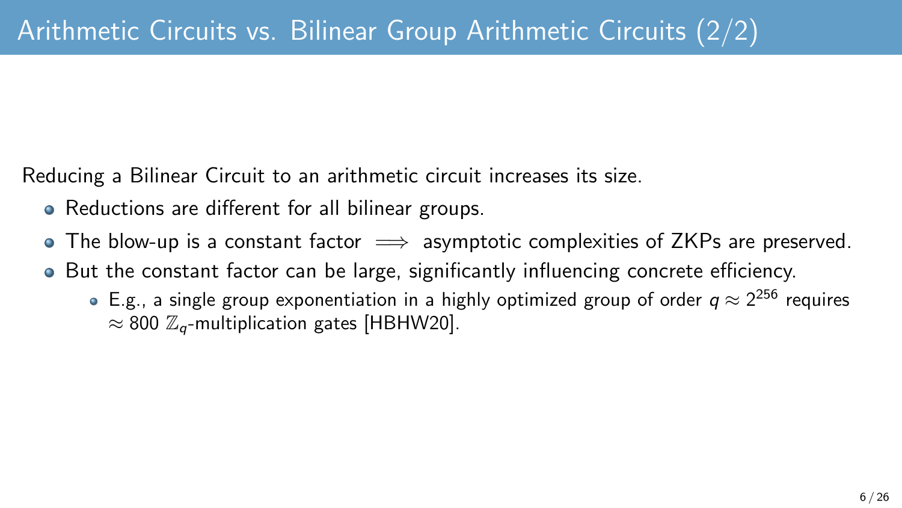# Arithmetic Circuits vs. Bilinear Group Arithmetic Circuits (2/2)

Reducing a Bilinear Circuit to an arithmetic circuit increases its size.

- Reductions are different for all bilinear groups.
- The blow-up is a constant factor $\implies$ asymptotic complexities of ZKPs are preserved.
- But the constant factor can be large, significantly influencing concrete efficiency.
  - E.g., a single group exponentiation in a highly optimized group of order $q \approx 2^{256}$ requires $\approx 800$ $\mathbb{Z}_q$-multiplication gates [HBHW20].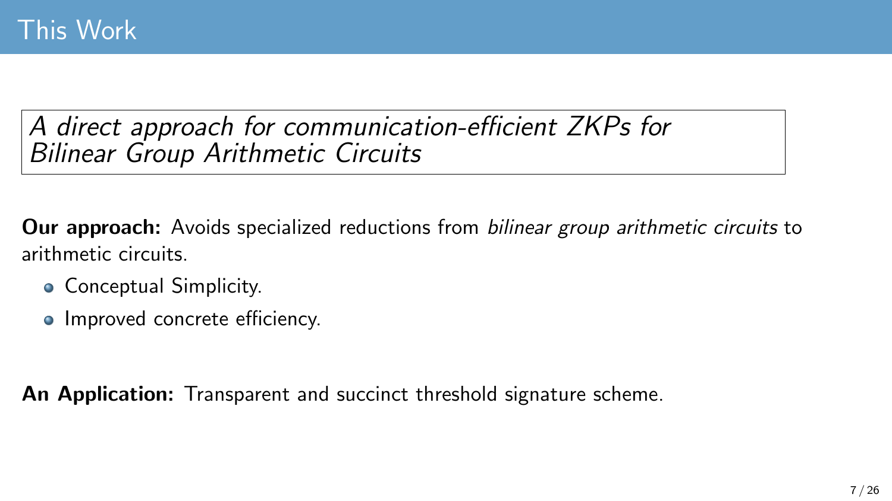# This Work

*A direct approach for communication-efficient ZKPs for Bilinear Group Arithmetic Circuits*

**Our approach:** Avoids specialized reductions from *bilinear group arithmetic circuits* to arithmetic circuits.

- Conceptual Simplicity.
- Improved concrete efficiency.

**An Application:** Transparent and succinct threshold signature scheme.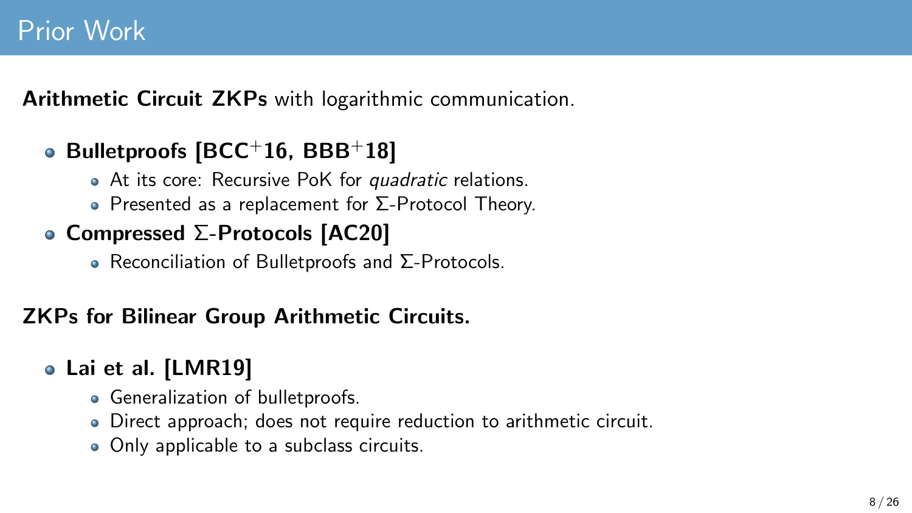# Prior Work

**Arithmetic Circuit ZKPs** with logarithmic communication.

- **Bulletproofs [BCC+16, BBB+18]**
  - At its core: Recursive PoK for *quadratic* relations.
  - Presented as a replacement for $\Sigma$-Protocol Theory.
- **Compressed $\Sigma$-Protocols [AC20]**
  - Reconciliation of Bulletproofs and $\Sigma$-Protocols.

**ZKPs for Bilinear Group Arithmetic Circuits.**

- **Lai et al. [LMR19]**
  - Generalization of bulletproofs.
  - Direct approach; does not require reduction to arithmetic circuit.
  - Only applicable to a subclass circuits.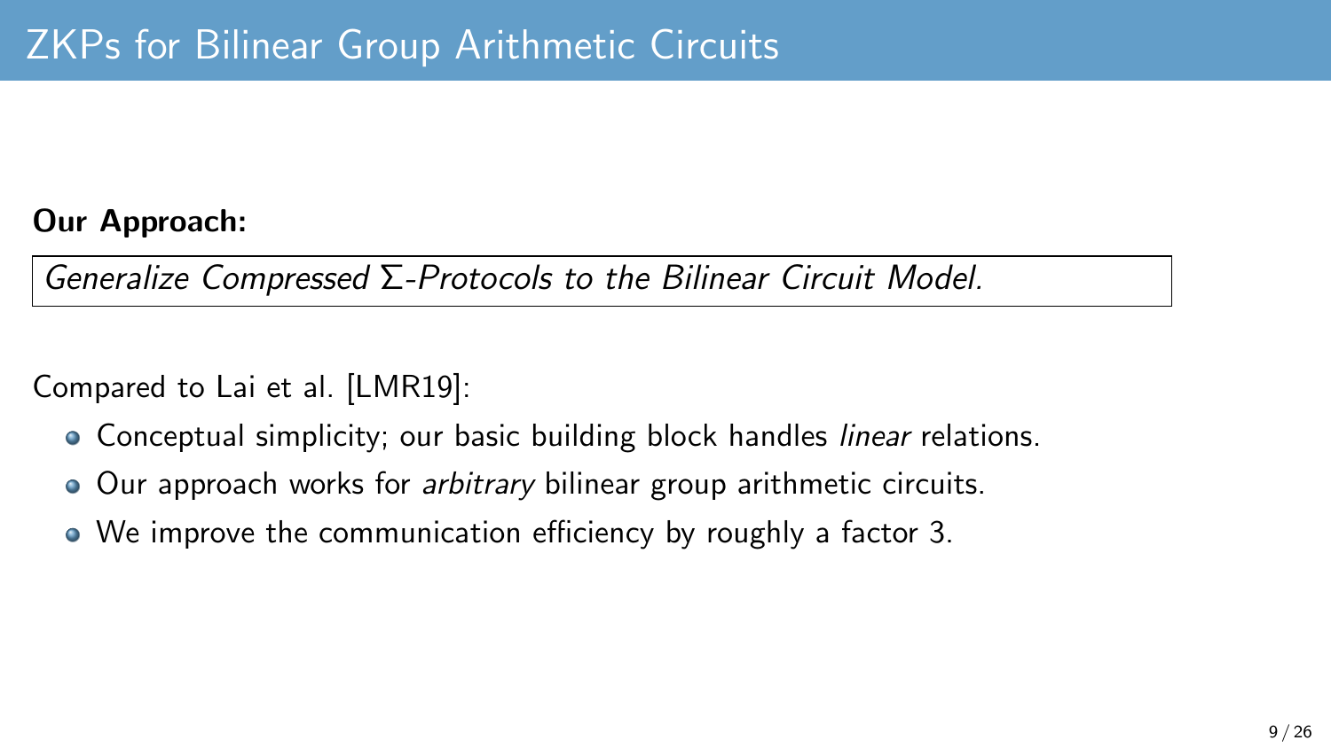# ZKPs for Bilinear Group Arithmetic Circuits

**Our Approach:**

*Generalize Compressed $\Sigma$-Protocols to the Bilinear Circuit Model.*

Compared to Lai et al. [LMR19]:

- Conceptual simplicity; our basic building block handles *linear* relations.
- Our approach works for *arbitrary* bilinear group arithmetic circuits.
- We improve the communication efficiency by roughly a factor 3.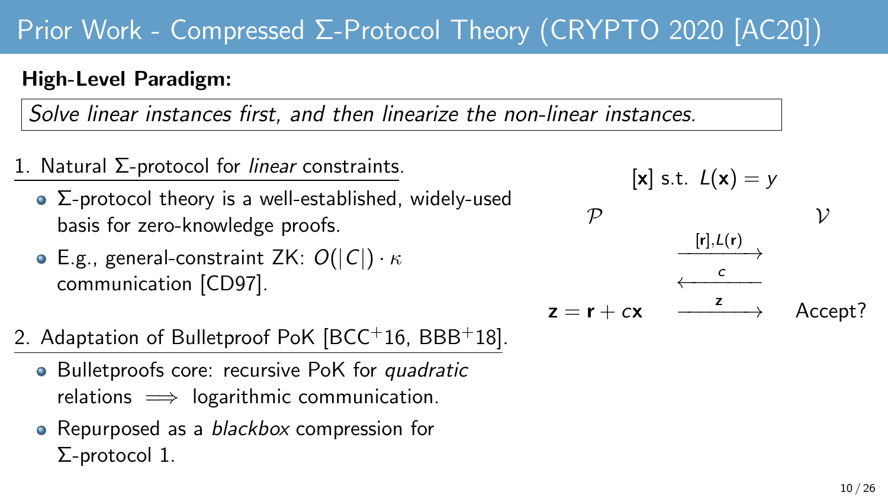# Prior Work - Compressed Σ-Protocol Theory (CRYPTO 2020 [AC20])

**High-Level Paradigm:**

*Solve linear instances first, and then linearize the non-linear instances.*

1. Natural Σ-protocol for *linear* constraints.
   - Σ-protocol theory is a well-established, widely-used basis for zero-knowledge proofs.
   - E.g., general-constraint ZK: $O(|C|) \cdot \kappa$ communication [CD97].

2. Adaptation of Bulletproof PoK [BCC+16, BBB+18].
   - Bulletproofs core: recursive PoK for *quadratic* relations $\implies$ logarithmic communication.
   - Repurposed as a *blackbox* compression for Σ-protocol 1.

$[\mathbf{x}]$ s.t. $L(\mathbf{x}) = y$

$\mathcal{P}$ → $\mathcal{V}$: $[\mathbf{r}], L(\mathbf{r})$

$\mathcal{V}$ → $\mathcal{P}$: $c$

$\mathbf{z} = \mathbf{r} + c\mathbf{x}$ → $\mathcal{V}$: $\mathbf{z}$, Accept?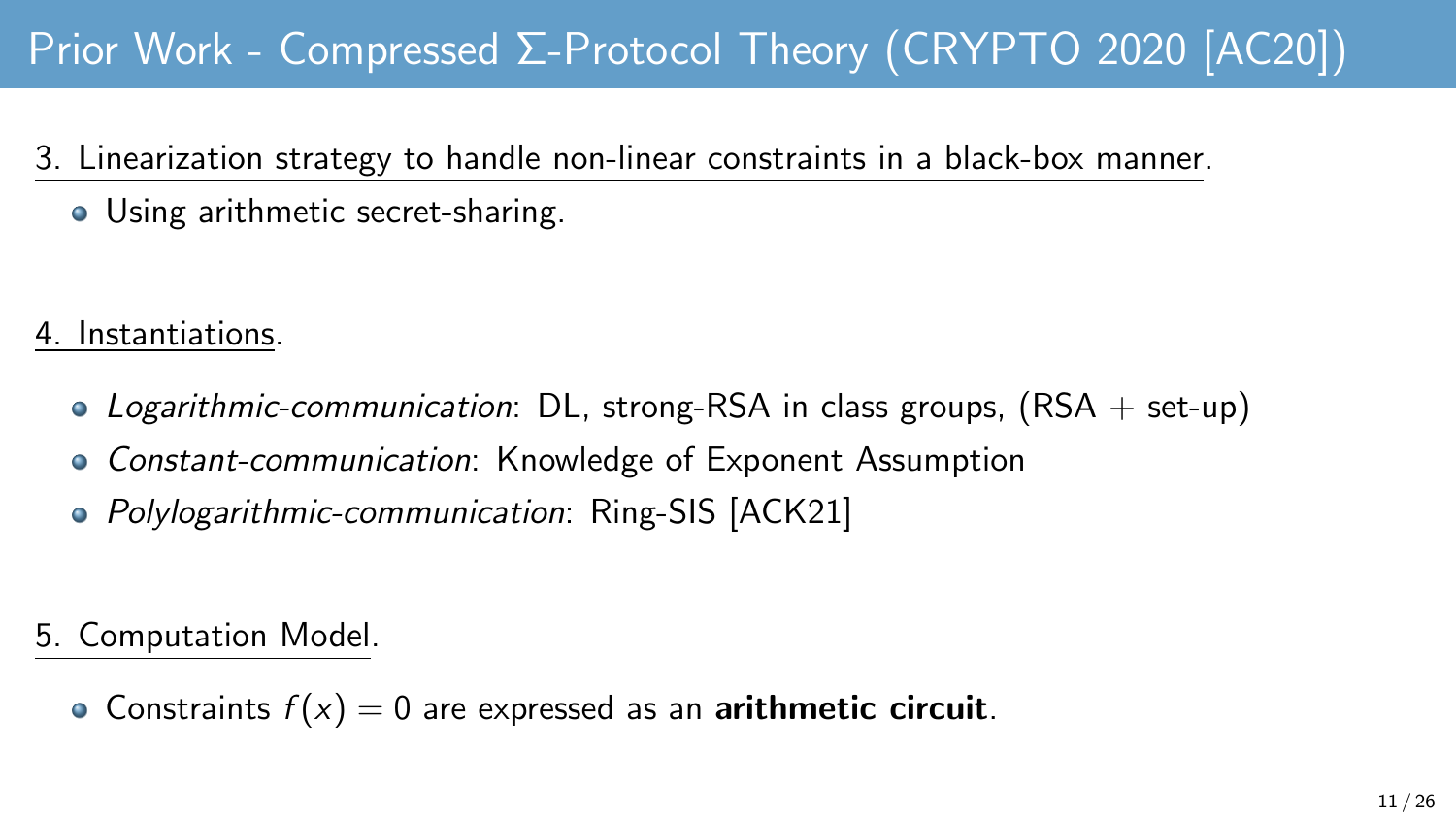# Prior Work - Compressed Σ-Protocol Theory (CRYPTO 2020 [AC20])

3. Linearization strategy to handle non-linear constraints in a black-box manner.
   - Using arithmetic secret-sharing.

4. Instantiations.
   - *Logarithmic-communication*: DL, strong-RSA in class groups, (RSA + set-up)
   - *Constant-communication*: Knowledge of Exponent Assumption
   - *Polylogarithmic-communication*: Ring-SIS [ACK21]

5. Computation Model.
   - Constraints $f(x) = 0$ are expressed as an **arithmetic circuit**.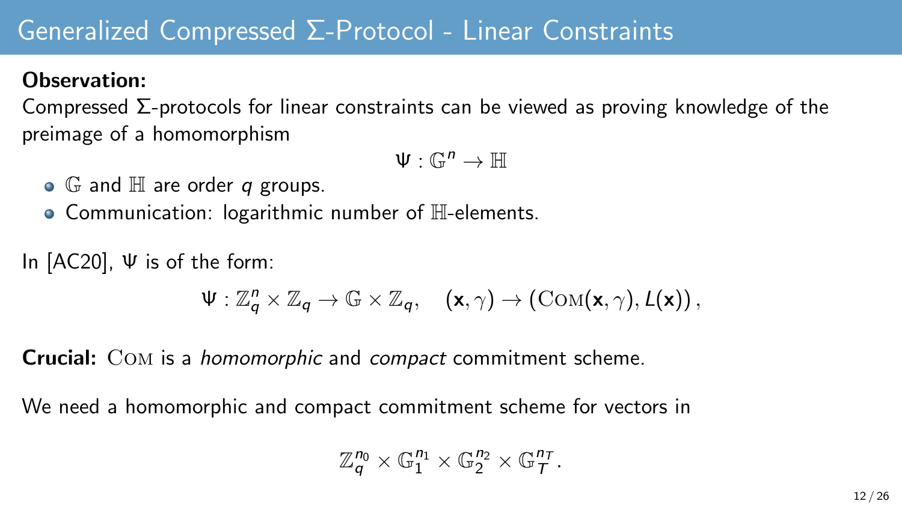# Generalized Compressed Σ-Protocol - Linear Constraints

**Observation:**

Compressed Σ-protocols for linear constraints can be viewed as proving knowledge of the preimage of a homomorphism

$$\Psi : \mathbb{G}^n \to \mathbb{H}$$

- $\mathbb{G}$ and $\mathbb{H}$ are order $q$ groups.
- Communication: logarithmic number of $\mathbb{H}$-elements.

In [AC20], $\Psi$ is of the form:

$$\Psi : \mathbb{Z}_q^n \times \mathbb{Z}_q \to \mathbb{G} \times \mathbb{Z}_q, \quad (\mathbf{x}, \gamma) \to \left(\textsc{Com}(\mathbf{x}, \gamma), L(\mathbf{x})\right),$$

**Crucial:** $\textsc{Com}$ is a *homomorphic* and *compact* commitment scheme.

We need a homomorphic and compact commitment scheme for vectors in

$$\mathbb{Z}_q^{n_0} \times \mathbb{G}_1^{n_1} \times \mathbb{G}_2^{n_2} \times \mathbb{G}_T^{n_T}.$$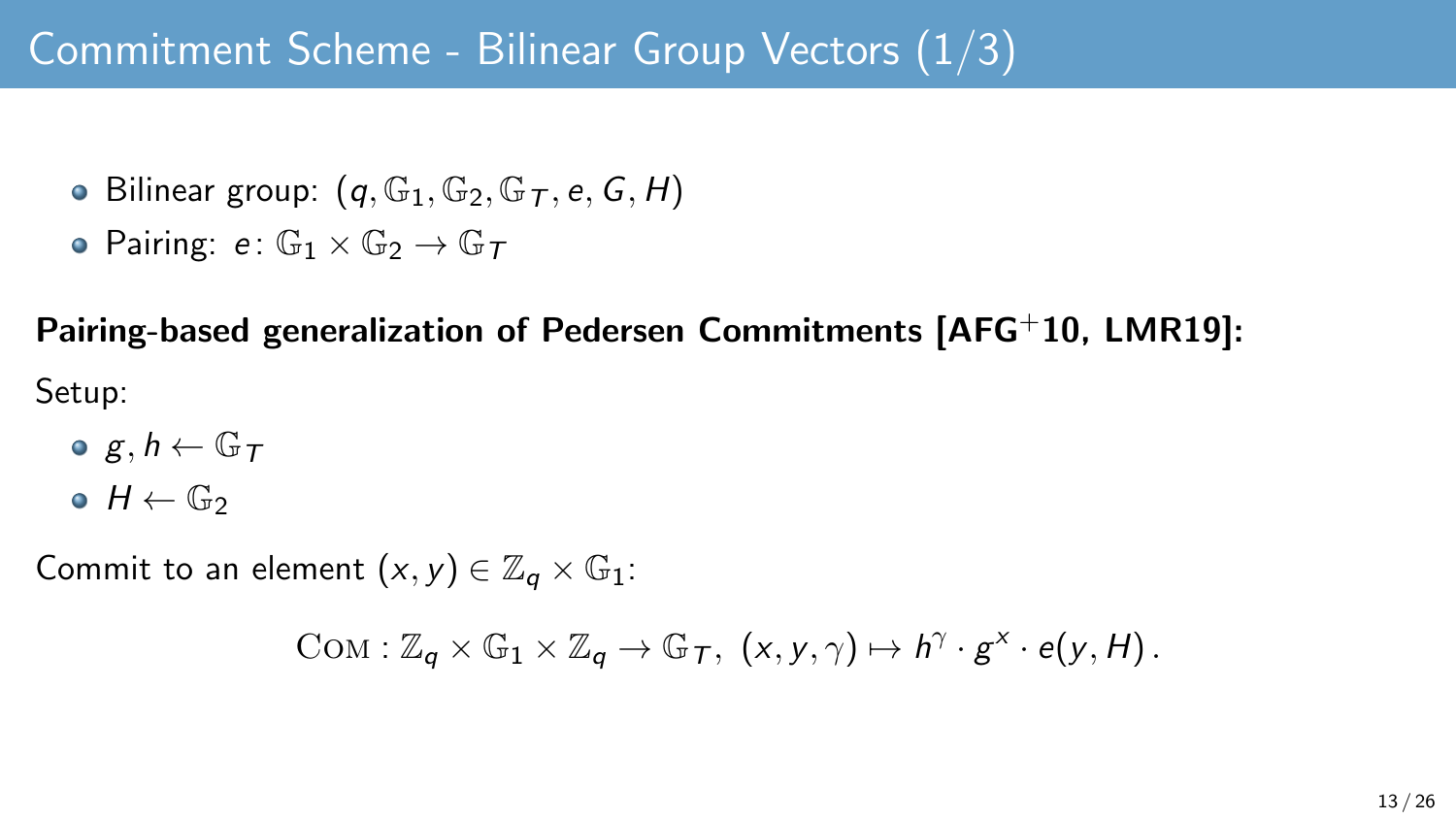# Commitment Scheme - Bilinear Group Vectors (1/3)

- Bilinear group: $(q, \mathbb{G}_1, \mathbb{G}_2, \mathbb{G}_T, e, G, H)$
- Pairing: $e\colon \mathbb{G}_1 \times \mathbb{G}_2 \to \mathbb{G}_T$

**Pairing-based generalization of Pedersen Commitments [AFG+10, LMR19]:**

Setup:

- $g, h \leftarrow \mathbb{G}_T$
- $H \leftarrow \mathbb{G}_2$

Commit to an element $(x, y) \in \mathbb{Z}_q \times \mathbb{G}_1$:

$$\textsc{Com} : \mathbb{Z}_q \times \mathbb{G}_1 \times \mathbb{Z}_q \to \mathbb{G}_T,\ (x, y, \gamma) \mapsto h^{\gamma} \cdot g^{x} \cdot e(y, H)\,.$$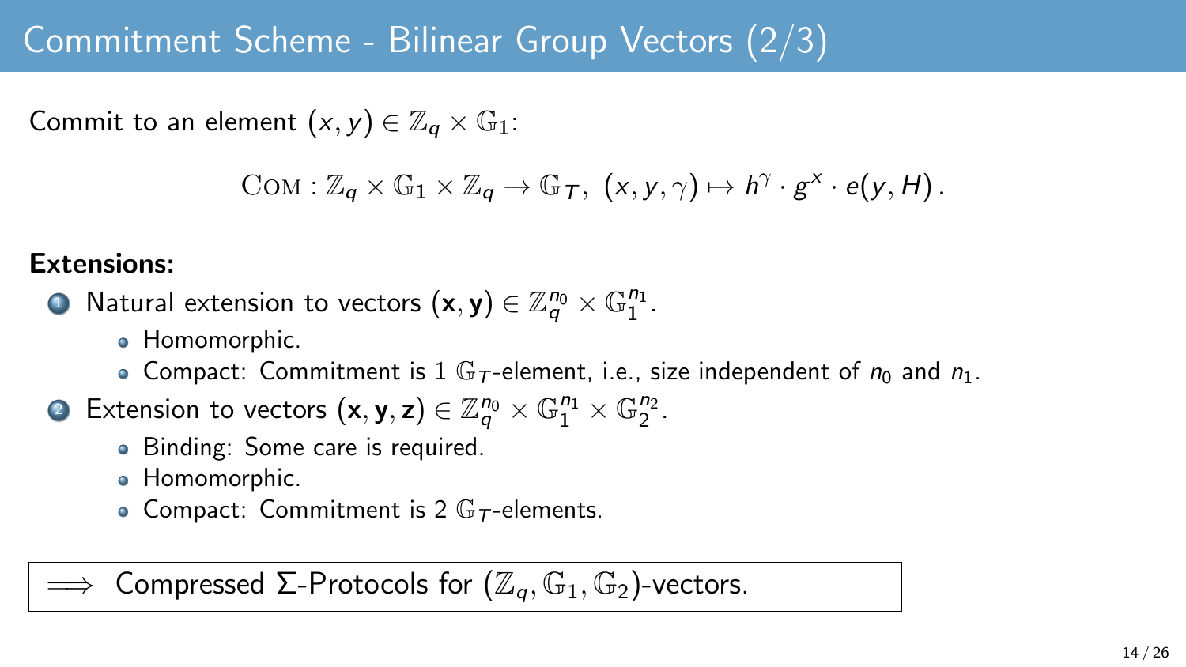# Commitment Scheme - Bilinear Group Vectors (2/3)

Commit to an element $(x, y) \in \mathbb{Z}_q \times \mathbb{G}_1$:

$$\textsc{Com} : \mathbb{Z}_q \times \mathbb{G}_1 \times \mathbb{Z}_q \to \mathbb{G}_T,\ (x, y, \gamma) \mapsto h^\gamma \cdot g^x \cdot e(y, H)\,.$$

**Extensions:**

1. Natural extension to vectors $(\mathbf{x}, \mathbf{y}) \in \mathbb{Z}_q^{n_0} \times \mathbb{G}_1^{n_1}$.
   - Homomorphic.
   - Compact: Commitment is 1 $\mathbb{G}_T$-element, i.e., size independent of $n_0$ and $n_1$.
2. Extension to vectors $(\mathbf{x}, \mathbf{y}, \mathbf{z}) \in \mathbb{Z}_q^{n_0} \times \mathbb{G}_1^{n_1} \times \mathbb{G}_2^{n_2}$.
   - Binding: Some care is required.
   - Homomorphic.
   - Compact: Commitment is 2 $\mathbb{G}_T$-elements.

$\implies$ Compressed $\Sigma$-Protocols for $(\mathbb{Z}_q, \mathbb{G}_1, \mathbb{G}_2)$-vectors.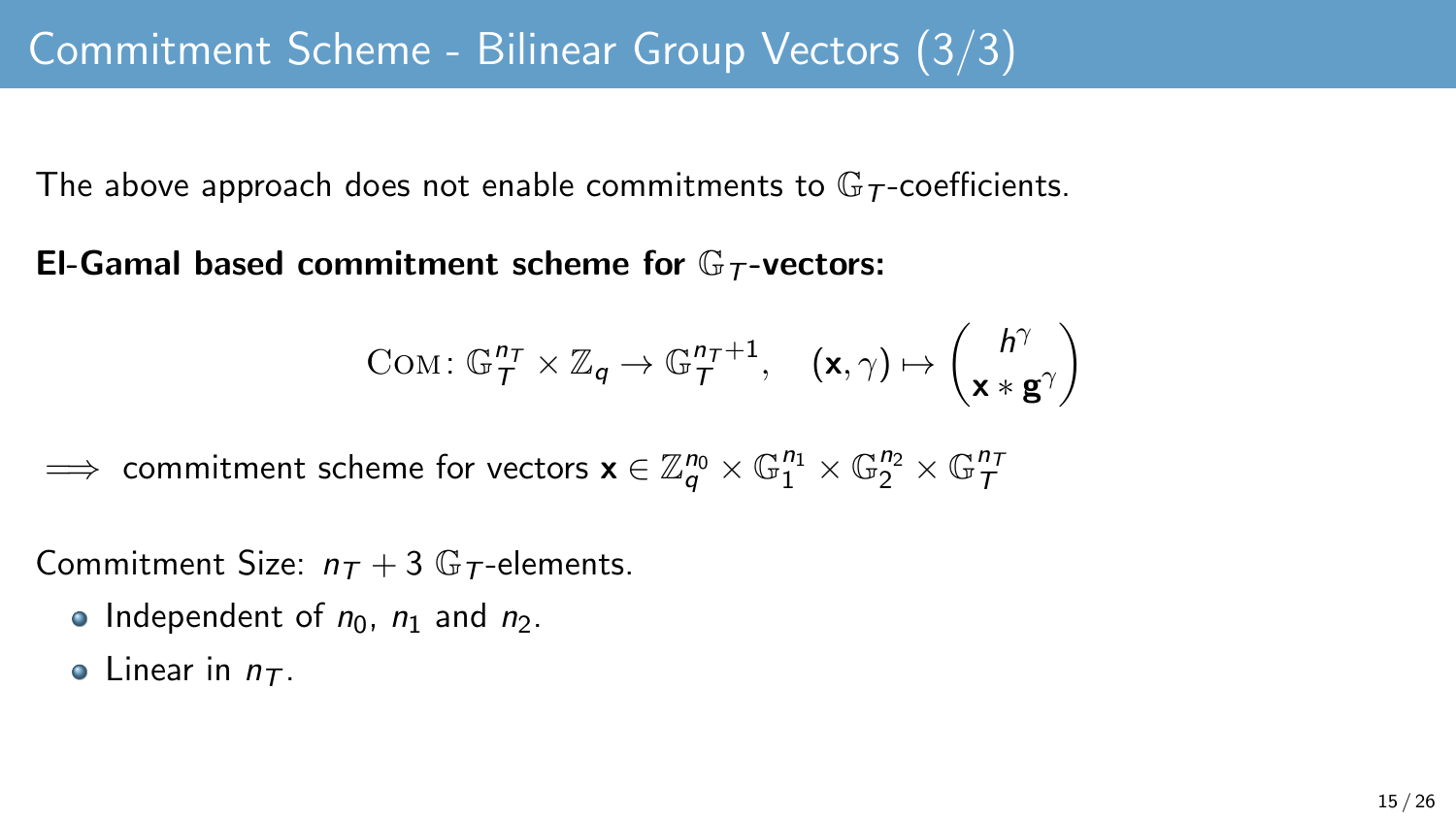# Commitment Scheme - Bilinear Group Vectors (3/3)

The above approach does not enable commitments to $\mathbb{G}_T$-coefficients.

**El-Gamal based commitment scheme for $\mathbb{G}_T$-vectors:**

$$\textsc{Com}\colon \mathbb{G}_T^{n_T} \times \mathbb{Z}_q \to \mathbb{G}_T^{n_T+1}, \quad (\mathbf{x}, \gamma) \mapsto \begin{pmatrix} h^\gamma \\ \mathbf{x} * \mathbf{g}^\gamma \end{pmatrix}$$

$\implies$ commitment scheme for vectors $\mathbf{x} \in \mathbb{Z}_q^{n_0} \times \mathbb{G}_1^{n_1} \times \mathbb{G}_2^{n_2} \times \mathbb{G}_T^{n_T}$

Commitment Size: $n_T + 3$ $\mathbb{G}_T$-elements.

- Independent of $n_0$, $n_1$ and $n_2$.
- Linear in $n_T$.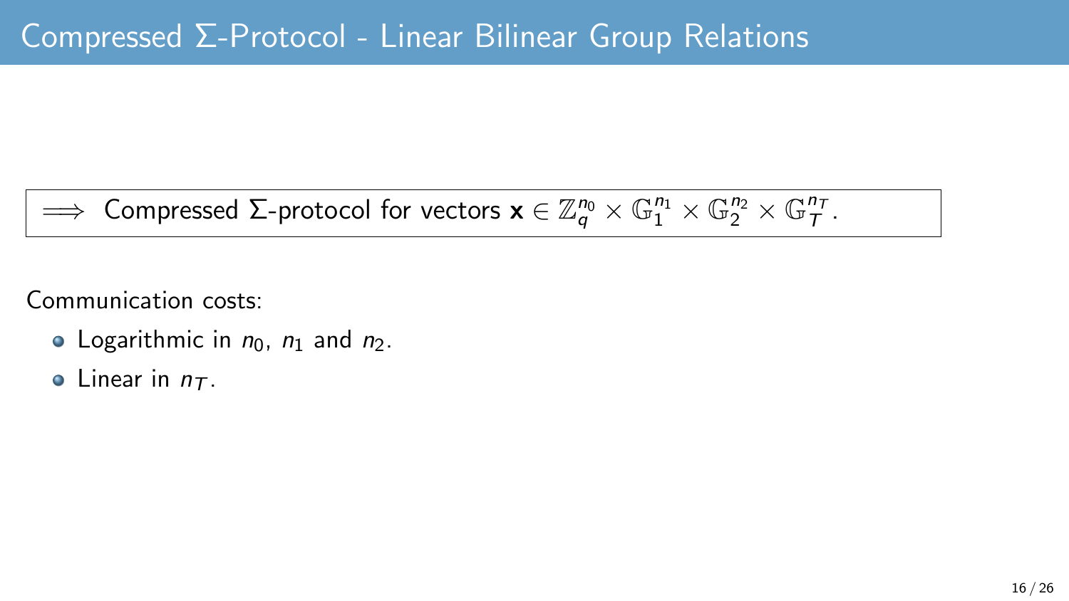# Compressed Σ-Protocol - Linear Bilinear Group Relations

$\implies$ Compressed Σ-protocol for vectors $\mathbf{x} \in \mathbb{Z}_q^{n_0} \times \mathbb{G}_1^{n_1} \times \mathbb{G}_2^{n_2} \times \mathbb{G}_T^{n_T}$.

Communication costs:

- Logarithmic in $n_0$, $n_1$ and $n_2$.
- Linear in $n_T$.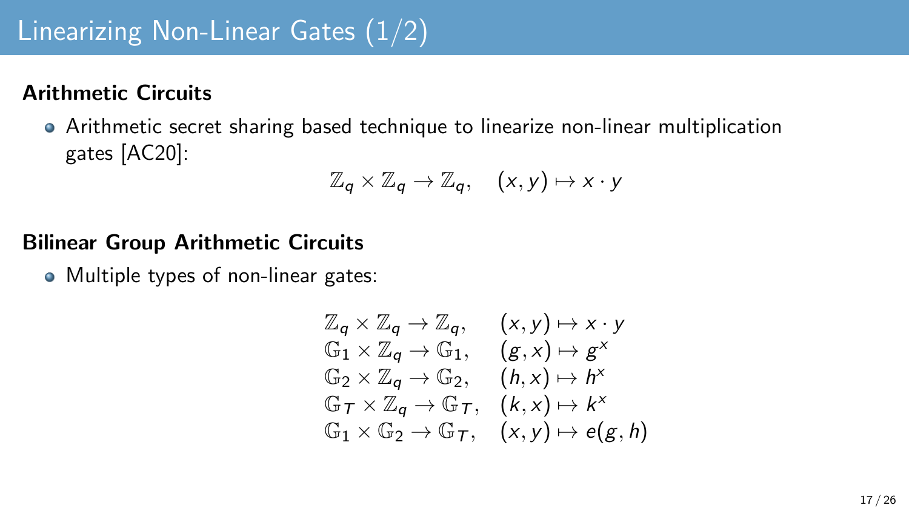# Linearizing Non-Linear Gates (1/2)

**Arithmetic Circuits**

- Arithmetic secret sharing based technique to linearize non-linear multiplication gates [AC20]:

$$\mathbb{Z}_q \times \mathbb{Z}_q \to \mathbb{Z}_q, \quad (x, y) \mapsto x \cdot y$$

**Bilinear Group Arithmetic Circuits**

- Multiple types of non-linear gates:

$$\begin{array}{ll}
\mathbb{Z}_q \times \mathbb{Z}_q \to \mathbb{Z}_q, & (x, y) \mapsto x \cdot y \\
\mathbb{G}_1 \times \mathbb{Z}_q \to \mathbb{G}_1, & (g, x) \mapsto g^x \\
\mathbb{G}_2 \times \mathbb{Z}_q \to \mathbb{G}_2, & (h, x) \mapsto h^x \\
\mathbb{G}_T \times \mathbb{Z}_q \to \mathbb{G}_T, & (k, x) \mapsto k^x \\
\mathbb{G}_1 \times \mathbb{G}_2 \to \mathbb{G}_T, & (x, y) \mapsto e(g, h)
\end{array}$$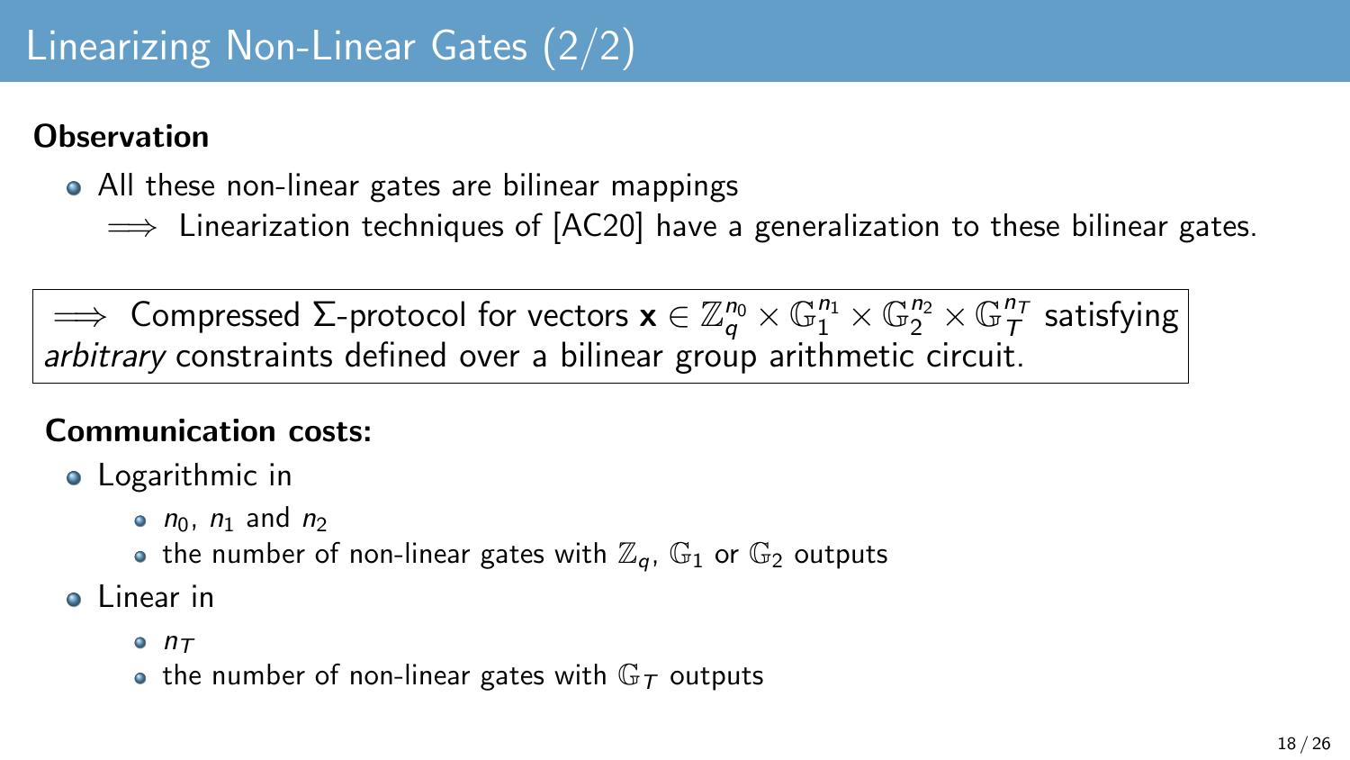# Linearizing Non-Linear Gates (2/2)

**Observation**

- All these non-linear gates are bilinear mappings
  $\Longrightarrow$ Linearization techniques of [AC20] have a generalization to these bilinear gates.

$\Longrightarrow$ Compressed $\Sigma$-protocol for vectors $\mathbf{x} \in \mathbb{Z}_q^{n_0} \times \mathbb{G}_1^{n_1} \times \mathbb{G}_2^{n_2} \times \mathbb{G}_T^{n_T}$ satisfying *arbitrary* constraints defined over a bilinear group arithmetic circuit.

**Communication costs:**

- Logarithmic in
  - $n_0$, $n_1$ and $n_2$
  - the number of non-linear gates with $\mathbb{Z}_q$, $\mathbb{G}_1$ or $\mathbb{G}_2$ outputs
- Linear in
  - $n_T$
  - the number of non-linear gates with $\mathbb{G}_T$ outputs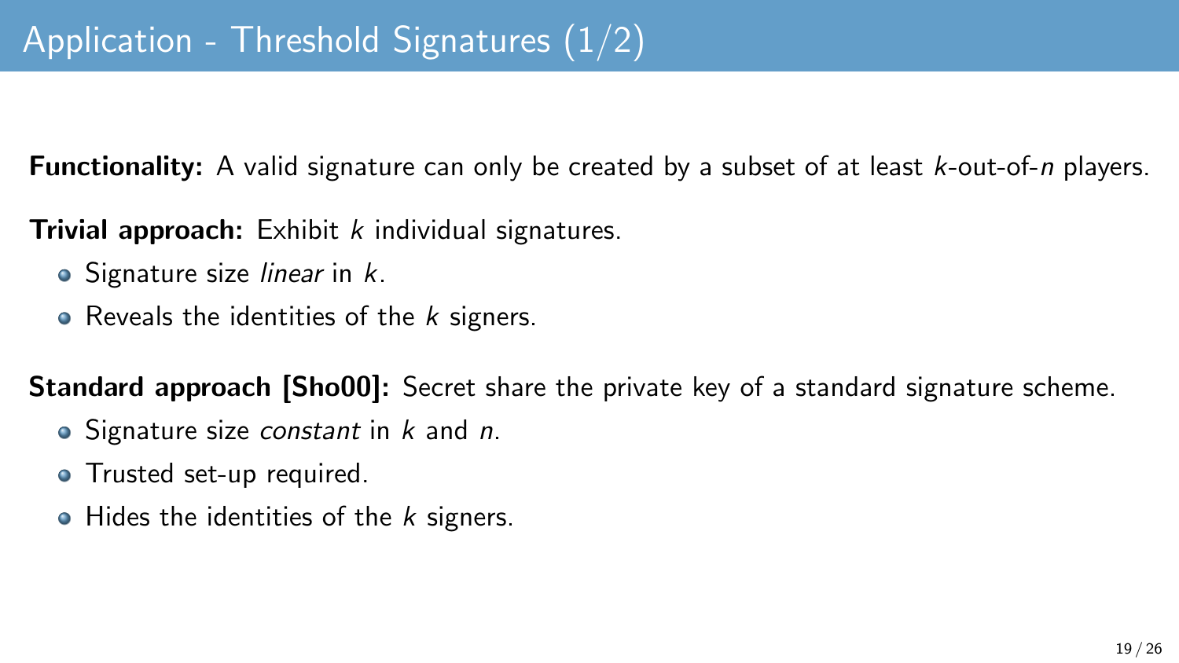# Application - Threshold Signatures (1/2)

**Functionality:** A valid signature can only be created by a subset of at least $k$-out-of-$n$ players.

**Trivial approach:** Exhibit $k$ individual signatures.

- Signature size *linear* in $k$.
- Reveals the identities of the $k$ signers.

**Standard approach [Sho00]:** Secret share the private key of a standard signature scheme.

- Signature size *constant* in $k$ and $n$.
- Trusted set-up required.
- Hides the identities of the $k$ signers.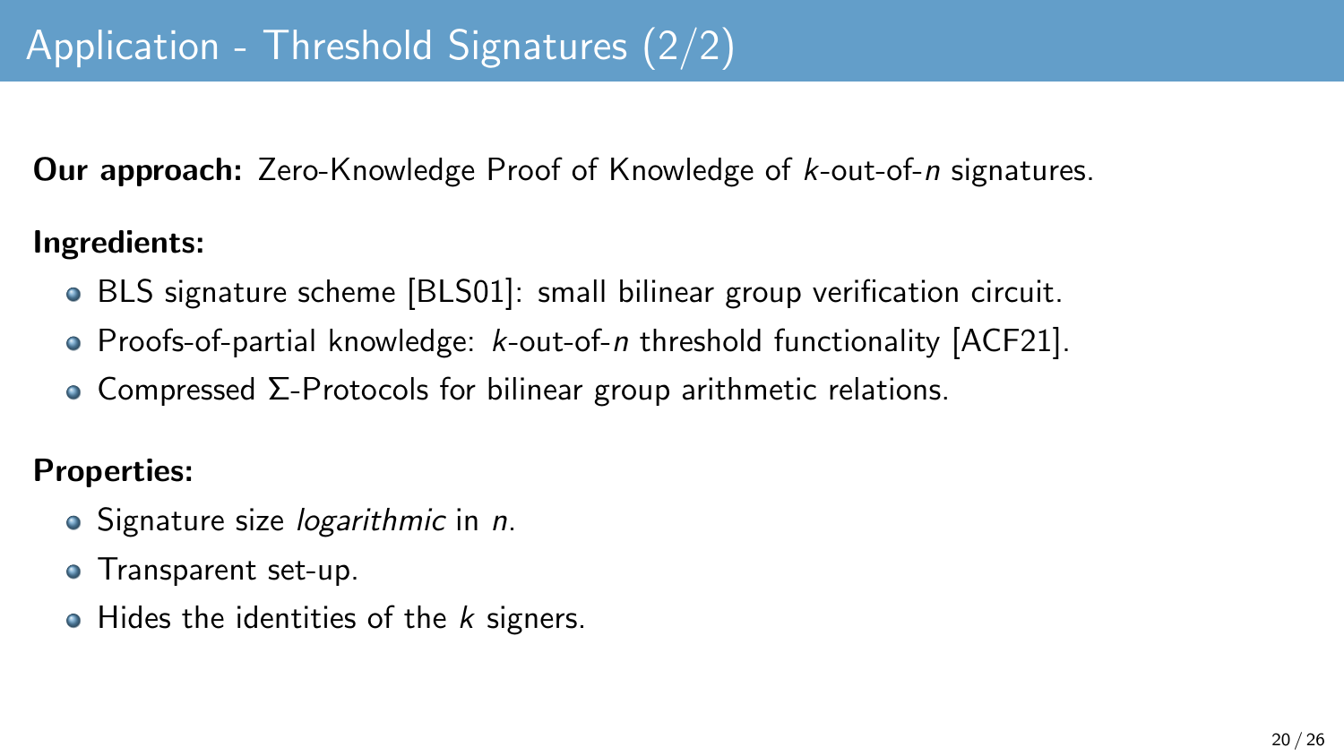# Application - Threshold Signatures (2/2)

**Our approach:** Zero-Knowledge Proof of Knowledge of $k$-out-of-$n$ signatures.

**Ingredients:**

- BLS signature scheme [BLS01]: small bilinear group verification circuit.
- Proofs-of-partial knowledge: $k$-out-of-$n$ threshold functionality [ACF21].
- Compressed $\Sigma$-Protocols for bilinear group arithmetic relations.

**Properties:**

- Signature size *logarithmic* in $n$.
- Transparent set-up.
- Hides the identities of the $k$ signers.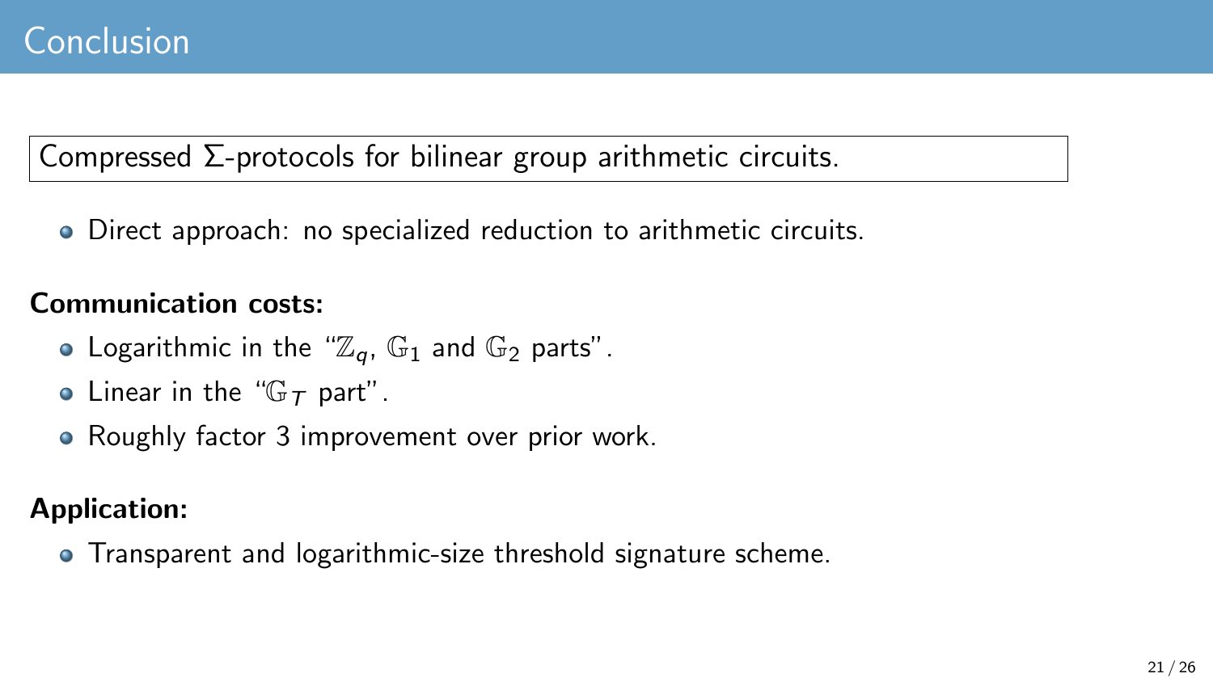# Conclusion

Compressed $\Sigma$-protocols for bilinear group arithmetic circuits.

- Direct approach: no specialized reduction to arithmetic circuits.

**Communication costs:**

- Logarithmic in the "$\mathbb{Z}_q$, $\mathbb{G}_1$ and $\mathbb{G}_2$ parts".
- Linear in the "$\mathbb{G}_T$ part".
- Roughly factor 3 improvement over prior work.

**Application:**

- Transparent and logarithmic-size threshold signature scheme.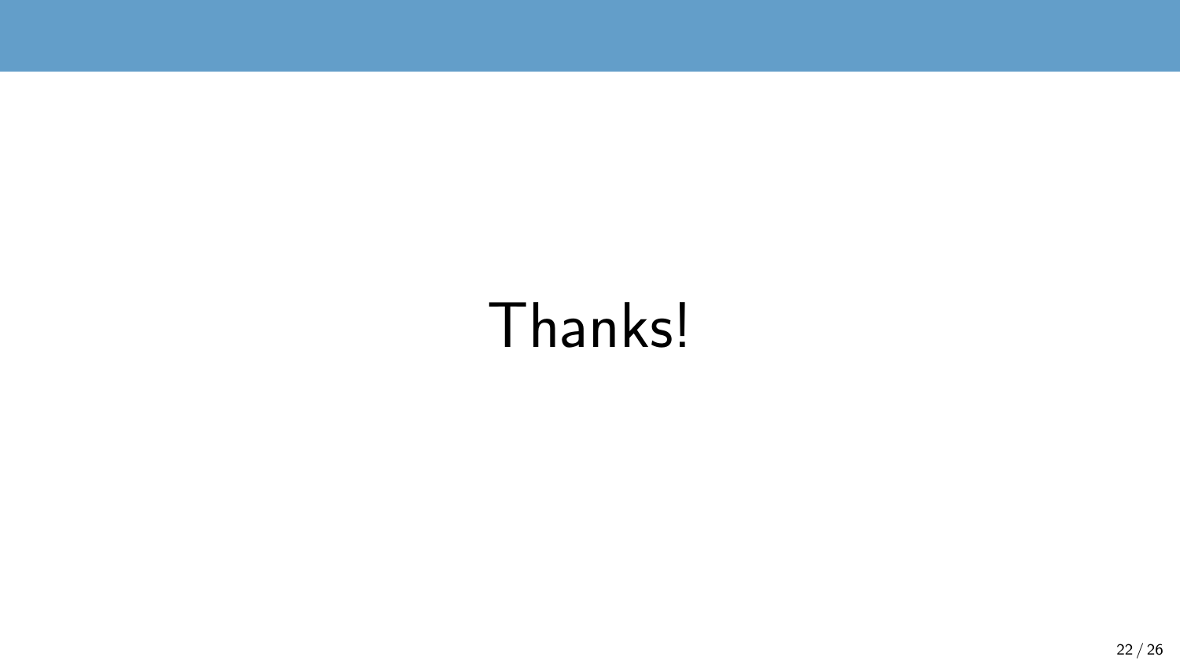Thanks!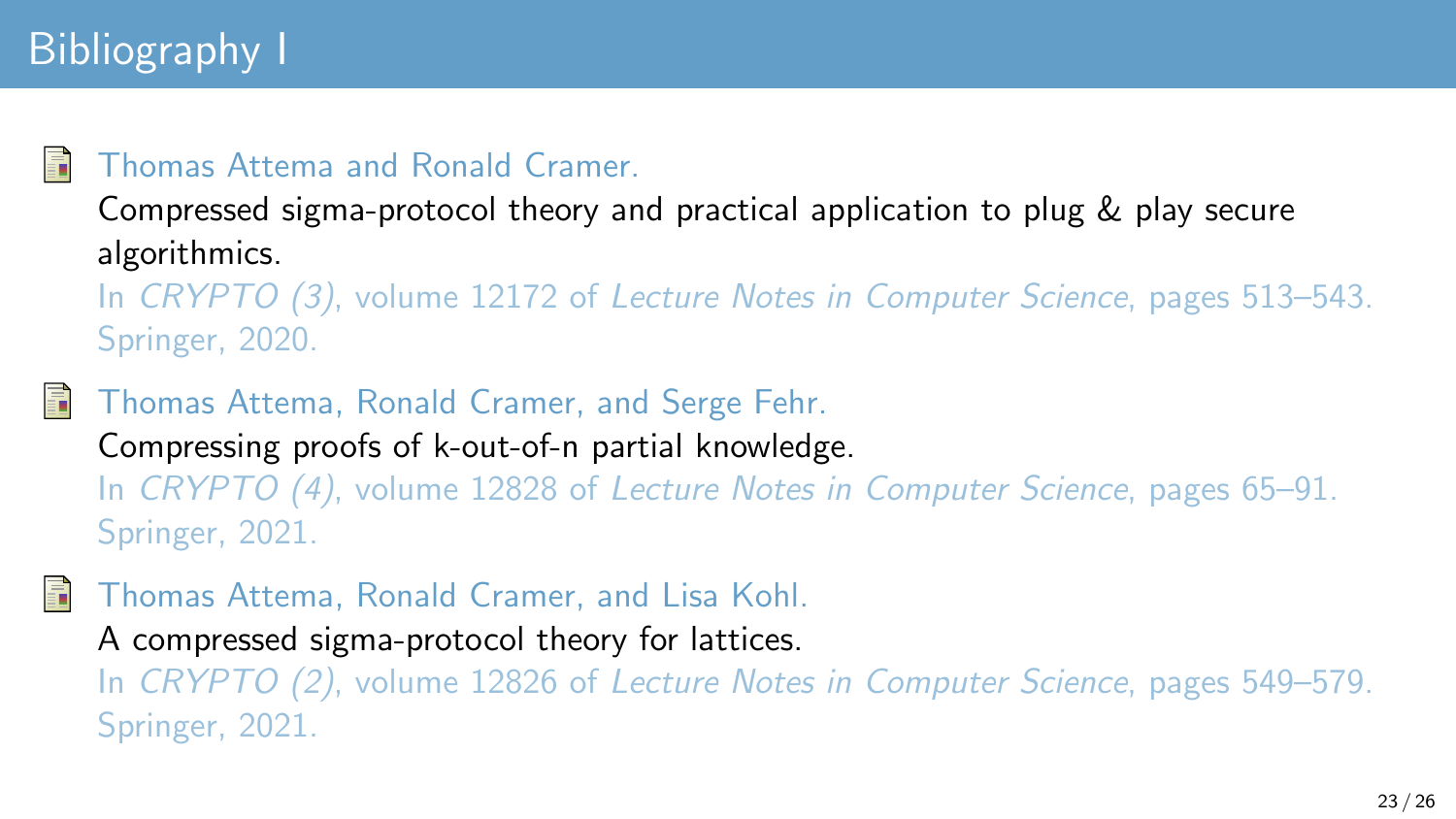# Bibliography I

- Thomas Attema and Ronald Cramer.
  Compressed sigma-protocol theory and practical application to plug & play secure algorithmics.
  In *CRYPTO (3)*, volume 12172 of *Lecture Notes in Computer Science*, pages 513–543. Springer, 2020.

- Thomas Attema, Ronald Cramer, and Serge Fehr.
  Compressing proofs of k-out-of-n partial knowledge.
  In *CRYPTO (4)*, volume 12828 of *Lecture Notes in Computer Science*, pages 65–91. Springer, 2021.

- Thomas Attema, Ronald Cramer, and Lisa Kohl.
  A compressed sigma-protocol theory for lattices.
  In *CRYPTO (2)*, volume 12826 of *Lecture Notes in Computer Science*, pages 549–579. Springer, 2021.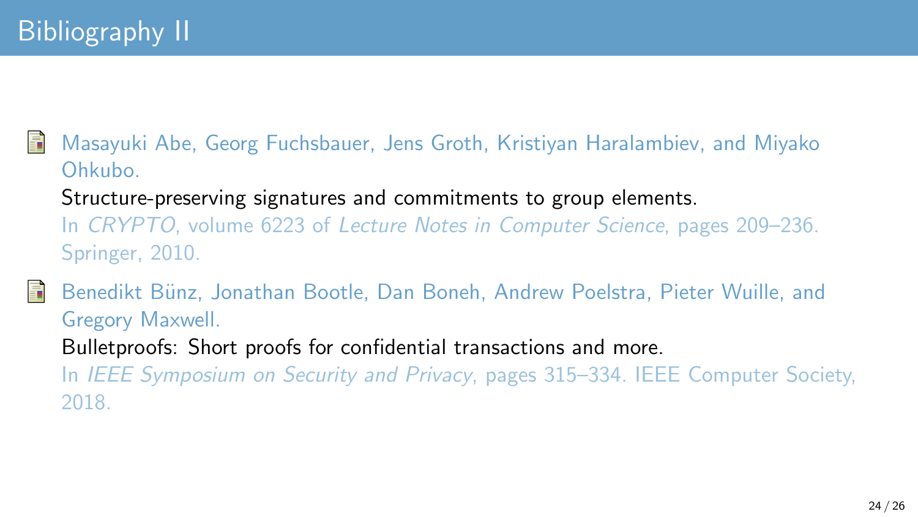# Bibliography II

- Masayuki Abe, Georg Fuchsbauer, Jens Groth, Kristiyan Haralambiev, and Miyako Ohkubo.
  Structure-preserving signatures and commitments to group elements.
  In *CRYPTO*, volume 6223 of *Lecture Notes in Computer Science*, pages 209–236. Springer, 2010.

- Benedikt Bünz, Jonathan Bootle, Dan Boneh, Andrew Poelstra, Pieter Wuille, and Gregory Maxwell.
  Bulletproofs: Short proofs for confidential transactions and more.
  In *IEEE Symposium on Security and Privacy*, pages 315–334. IEEE Computer Society, 2018.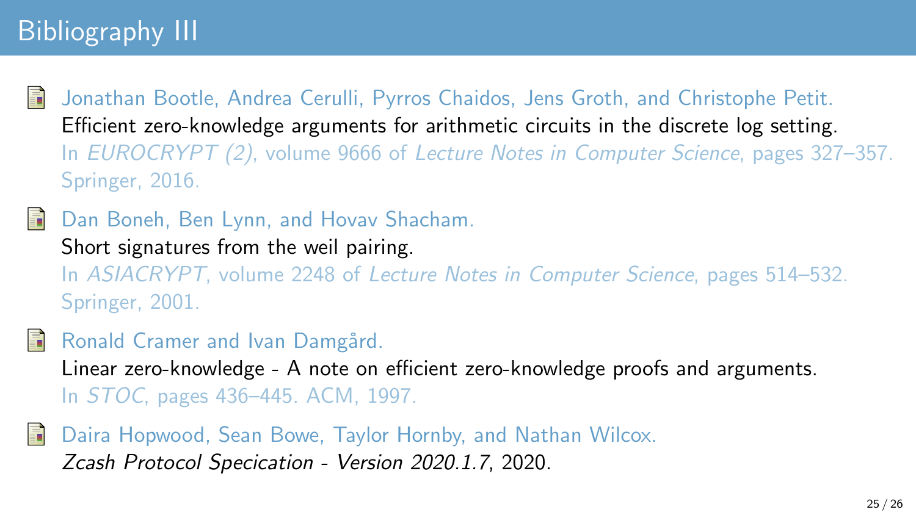# Bibliography III

- Jonathan Bootle, Andrea Cerulli, Pyrros Chaidos, Jens Groth, and Christophe Petit.
  Efficient zero-knowledge arguments for arithmetic circuits in the discrete log setting.
  In *EUROCRYPT (2)*, volume 9666 of *Lecture Notes in Computer Science*, pages 327–357. Springer, 2016.

- Dan Boneh, Ben Lynn, and Hovav Shacham.
  Short signatures from the weil pairing.
  In *ASIACRYPT*, volume 2248 of *Lecture Notes in Computer Science*, pages 514–532. Springer, 2001.

- Ronald Cramer and Ivan Damgård.
  Linear zero-knowledge - A note on efficient zero-knowledge proofs and arguments.
  In *STOC*, pages 436–445. ACM, 1997.

- Daira Hopwood, Sean Bowe, Taylor Hornby, and Nathan Wilcox.
  *Zcash Protocol Specication - Version 2020.1.7*, 2020.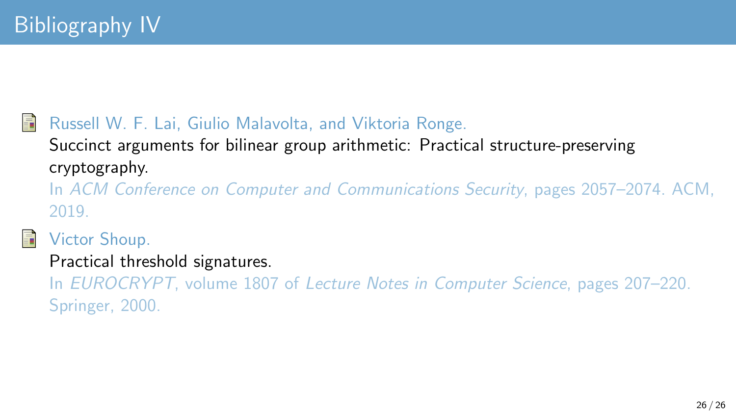# Bibliography IV

- Russell W. F. Lai, Giulio Malavolta, and Viktoria Ronge.
  Succinct arguments for bilinear group arithmetic: Practical structure-preserving cryptography.
  In *ACM Conference on Computer and Communications Security*, pages 2057–2074. ACM, 2019.

- Victor Shoup.
  Practical threshold signatures.
  In *EUROCRYPT*, volume 1807 of *Lecture Notes in Computer Science*, pages 207–220. Springer, 2000.